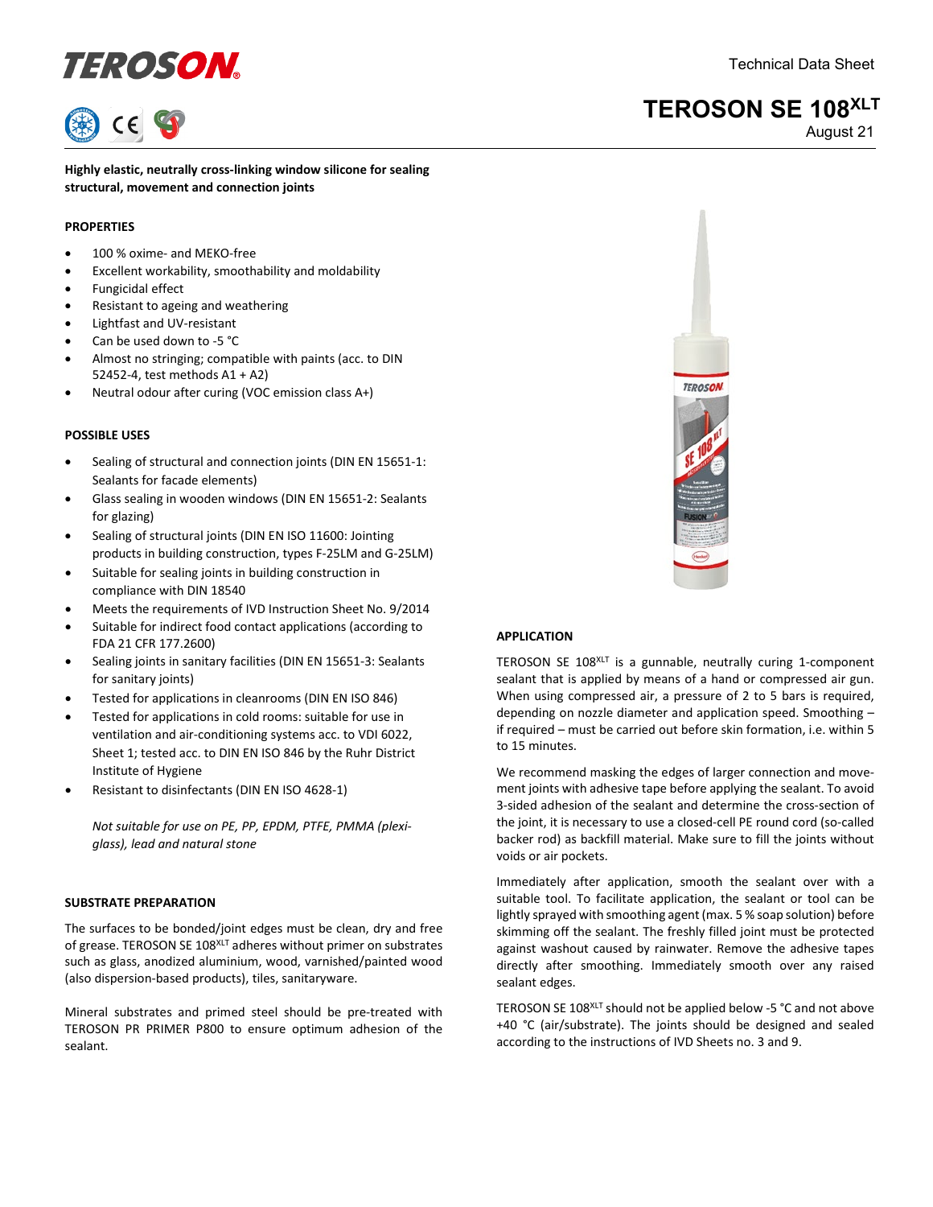TEROSON

Technical Data Sheet

# TEROSON SE 108$^{XLT}$

August 21

**Highly elastic, neutrally cross-linking window silicone for sealing structural, movement and connection joints**

## PROPERTIES

- 100 % oxime- and MEKO-free
- Excellent workability, smoothability and moldability
- Fungicidal effect
- Resistant to ageing and weathering
- Lightfast and UV-resistant
- Can be used down to -5 °C
- Almost no stringing; compatible with paints (acc. to DIN 52452-4, test methods A1 + A2)
- Neutral odour after curing (VOC emission class A+)

## POSSIBLE USES

- Sealing of structural and connection joints (DIN EN 15651-1: Sealants for facade elements)
- Glass sealing in wooden windows (DIN EN 15651-2: Sealants for glazing)
- Sealing of structural joints (DIN EN ISO 11600: Jointing products in building construction, types F-25LM and G-25LM)
- Suitable for sealing joints in building construction in compliance with DIN 18540
- Meets the requirements of IVD Instruction Sheet No. 9/2014
- Suitable for indirect food contact applications (according to FDA 21 CFR 177.2600)
- Sealing joints in sanitary facilities (DIN EN 15651-3: Sealants for sanitary joints)
- Tested for applications in cleanrooms (DIN EN ISO 846)
- Tested for applications in cold rooms: suitable for use in ventilation and air-conditioning systems acc. to VDI 6022, Sheet 1; tested acc. to DIN EN ISO 846 by the Ruhr District Institute of Hygiene
- Resistant to disinfectants (DIN EN ISO 4628-1)

*Not suitable for use on PE, PP, EPDM, PTFE, PMMA (plexi-glass), lead and natural stone*

## SUBSTRATE PREPARATION

The surfaces to be bonded/joint edges must be clean, dry and free of grease. TEROSON SE 108$^{XLT}$ adheres without primer on substrates such as glass, anodized aluminium, wood, varnished/painted wood (also dispersion-based products), tiles, sanitaryware.

Mineral substrates and primed steel should be pre-treated with TEROSON PR PRIMER P800 to ensure optimum adhesion of the sealant.

## APPLICATION

TEROSON SE 108$^{XLT}$ is a gunnable, neutrally curing 1-component sealant that is applied by means of a hand or compressed air gun. When using compressed air, a pressure of 2 to 5 bars is required, depending on nozzle diameter and application speed. Smoothing – if required – must be carried out before skin formation, i.e. within 5 to 15 minutes.

We recommend masking the edges of larger connection and movement joints with adhesive tape before applying the sealant. To avoid 3-sided adhesion of the sealant and determine the cross-section of the joint, it is necessary to use a closed-cell PE round cord (so-called backer rod) as backfill material. Make sure to fill the joints without voids or air pockets.

Immediately after application, smooth the sealant over with a suitable tool. To facilitate application, the sealant or tool can be lightly sprayed with smoothing agent (max. 5 % soap solution) before skimming off the sealant. The freshly filled joint must be protected against washout caused by rainwater. Remove the adhesive tapes directly after smoothing. Immediately smooth over any raised sealant edges.

TEROSON SE 108$^{XLT}$ should not be applied below -5 °C and not above +40 °C (air/substrate). The joints should be designed and sealed according to the instructions of IVD Sheets no. 3 and 9.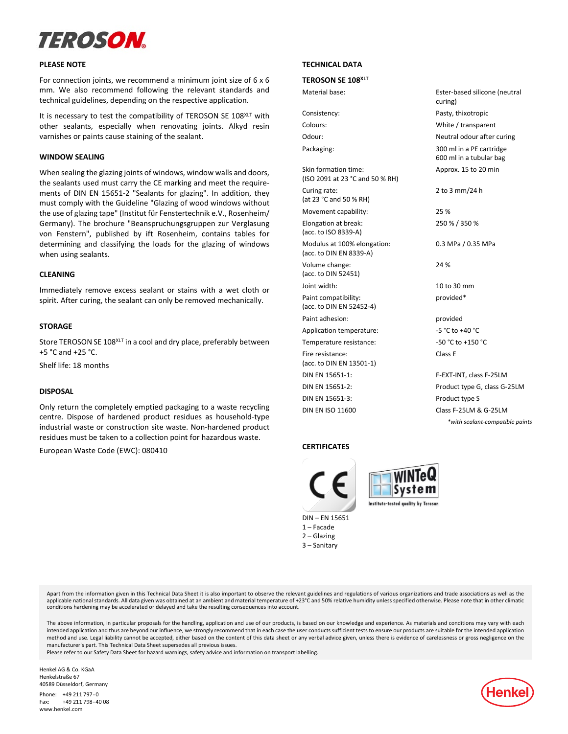## PLEASE NOTE

For connection joints, we recommend a minimum joint size of 6 x 6 mm. We also recommend following the relevant standards and technical guidelines, depending on the respective application.

It is necessary to test the compatibility of TEROSON SE 108XLT with other sealants, especially when renovating joints. Alkyd resin varnishes or paints cause staining of the sealant.

## WINDOW SEALING

When sealing the glazing joints of windows, window walls and doors, the sealants used must carry the CE marking and meet the requirements of DIN EN 15651-2 "Sealants for glazing". In addition, they must comply with the Guideline "Glazing of wood windows without the use of glazing tape" (Institut für Fenstertechnik e.V., Rosenheim/ Germany). The brochure "Beanspruchungsgruppen zur Verglasung von Fenstern", published by ift Rosenheim, contains tables for determining and classifying the loads for the glazing of windows when using sealants.

## CLEANING

Immediately remove excess sealant or stains with a wet cloth or spirit. After curing, the sealant can only be removed mechanically.

## STORAGE

Store TEROSON SE 108XLT in a cool and dry place, preferably between +5 °C and +25 °C.

Shelf life: 18 months

## DISPOSAL

Only return the completely emptied packaging to a waste recycling centre. Dispose of hardened product residues as household-type industrial waste or construction site waste. Non-hardened product residues must be taken to a collection point for hazardous waste.

European Waste Code (EWC): 080410

## TECHNICAL DATA

**TEROSON SE 108XLT**

| | |
|---|---|
| Material base: | Ester-based silicone (neutral curing) |
| Consistency: | Pasty, thixotropic |
| Colours: | White / transparent |
| Odour: | Neutral odour after curing |
| Packaging: | 300 ml in a PE cartridge<br>600 ml in a tubular bag |
| Skin formation time:<br>(ISO 2091 at 23 °C and 50 % RH) | Approx. 15 to 20 min |
| Curing rate:<br>(at 23 °C and 50 % RH) | 2 to 3 mm/24 h |
| Movement capability: | 25 % |
| Elongation at break:<br>(acc. to ISO 8339-A) | 250 % / 350 % |
| Modulus at 100% elongation:<br>(acc. to DIN EN 8339-A) | 0.3 MPa / 0.35 MPa |
| Volume change:<br>(acc. to DIN 52451) | 24 % |
| Joint width: | 10 to 30 mm |
| Paint compatibility:<br>(acc. to DIN EN 52452-4) | provided* |
| Paint adhesion: | provided |
| Application temperature: | -5 °C to +40 °C |
| Temperature resistance: | -50 °C to +150 °C |
| Fire resistance:<br>(acc. to DIN EN 13501-1) | Class E |
| DIN EN 15651-1: | F-EXT-INT, class F-25LM |
| DIN EN 15651-2: | Product type G, class G-25LM |
| DIN EN 15651-3: | Product type S |
| DIN EN ISO 11600 | Class F-25LM & G-25LM |

*\*with sealant-compatible paints*

## CERTIFICATES

WINTeQ System – Institute-tested quality by Teroson

DIN – EN 15651
1 – Facade
2 – Glazing
3 – Sanitary

Apart from the information given in this Technical Data Sheet it is also important to observe the relevant guidelines and regulations of various organizations and trade associations as well as the applicable national standards. All data given was obtained at an ambient and material temperature of +23°C and 50% relative humidity unless specified otherwise. Please note that in other climatic conditions hardening may be accelerated or delayed and take the resulting consequences into account.

The above information, in particular proposals for the handling, application and use of our products, is based on our knowledge and experience. As materials and conditions may vary with each intended application and thus are beyond our influence, we strongly recommend that in each case the user conducts sufficient tests to ensure our products are suitable for the intended application method and use. Legal liability cannot be accepted, either based on the content of this data sheet or any verbal advice given, unless there is evidence of carelessness or gross negligence on the manufacturer's part. This Technical Data Sheet supersedes all previous issues.
Please refer to our Safety Data Sheet for hazard warnings, safety advice and information on transport labelling.

Henkel AG & Co. KGaA
Henkelstraße 67
40589 Düsseldorf, Germany

Phone: +49 211 797-0
Fax: +49 211 798-40 08
www.henkel.com